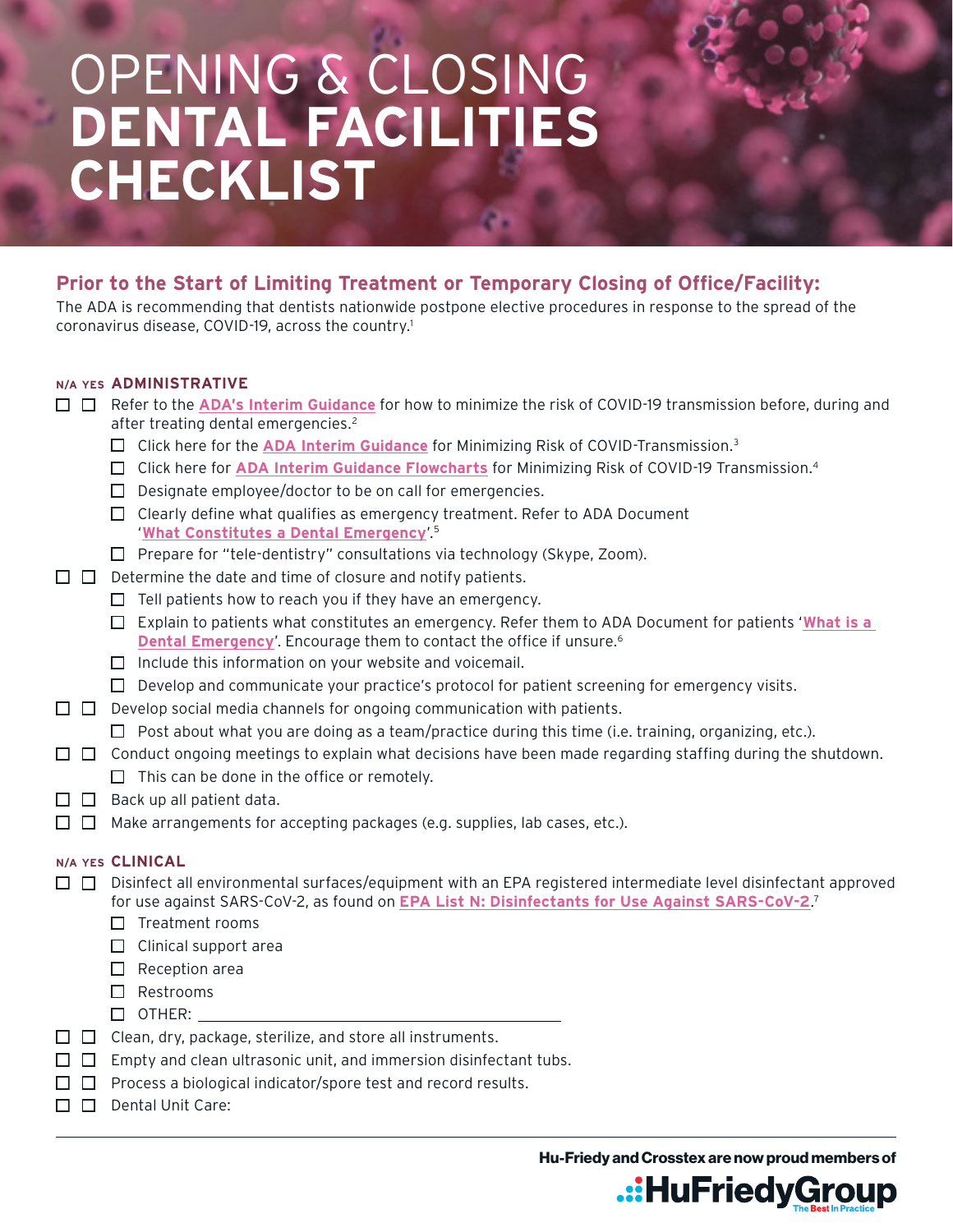# OPENING & CLOSING **DENTAL FACILITIES CHECKLIST**

## Prior to the Start of Limiting Treatment or Temporary Closing of Office/Facility:

The ADA is recommending that dentists nationwide postpone elective procedures in response to the spread of the coronavirus disease, COVID-19, across the country.[1]

### N/A YES ADMINISTRATIVE

- ☐ ☐ Refer to the **ADA's Interim Guidance** for how to minimize the risk of COVID-19 transmission before, during and after treating dental emergencies.[2]
  - ☐ Click here for the **ADA Interim Guidance** for Minimizing Risk of COVID-Transmission.[3]
  - ☐ Click here for **ADA Interim Guidance Flowcharts** for Minimizing Risk of COVID-19 Transmission.[4]
  - ☐ Designate employee/doctor to be on call for emergencies.
  - ☐ Clearly define what qualifies as emergency treatment. Refer to ADA Document '**What Constitutes a Dental Emergency**'.[5]
  - ☐ Prepare for "tele-dentistry" consultations via technology (Skype, Zoom).
- ☐ ☐ Determine the date and time of closure and notify patients.
  - ☐ Tell patients how to reach you if they have an emergency.
  - ☐ Explain to patients what constitutes an emergency. Refer them to ADA Document for patients '**What is a Dental Emergency**'. Encourage them to contact the office if unsure.[6]
  - ☐ Include this information on your website and voicemail.
  - ☐ Develop and communicate your practice's protocol for patient screening for emergency visits.
- ☐ ☐ Develop social media channels for ongoing communication with patients.
  - ☐ Post about what you are doing as a team/practice during this time (i.e. training, organizing, etc.).
- ☐ ☐ Conduct ongoing meetings to explain what decisions have been made regarding staffing during the shutdown.
  - ☐ This can be done in the office or remotely.
- ☐ ☐ Back up all patient data.
- ☐ ☐ Make arrangements for accepting packages (e.g. supplies, lab cases, etc.).

### N/A YES CLINICAL

- ☐ ☐ Disinfect all environmental surfaces/equipment with an EPA registered intermediate level disinfectant approved for use against SARS-CoV-2, as found on **EPA List N: Disinfectants for Use Against SARS-CoV-2**.[7]
  - ☐ Treatment rooms
  - ☐ Clinical support area
  - ☐ Reception area
  - ☐ Restrooms
  - ☐ OTHER: ____________________
- ☐ ☐ Clean, dry, package, sterilize, and store all instruments.
- ☐ ☐ Empty and clean ultrasonic unit, and immersion disinfectant tubs.
- ☐ ☐ Process a biological indicator/spore test and record results.
- ☐ ☐ Dental Unit Care: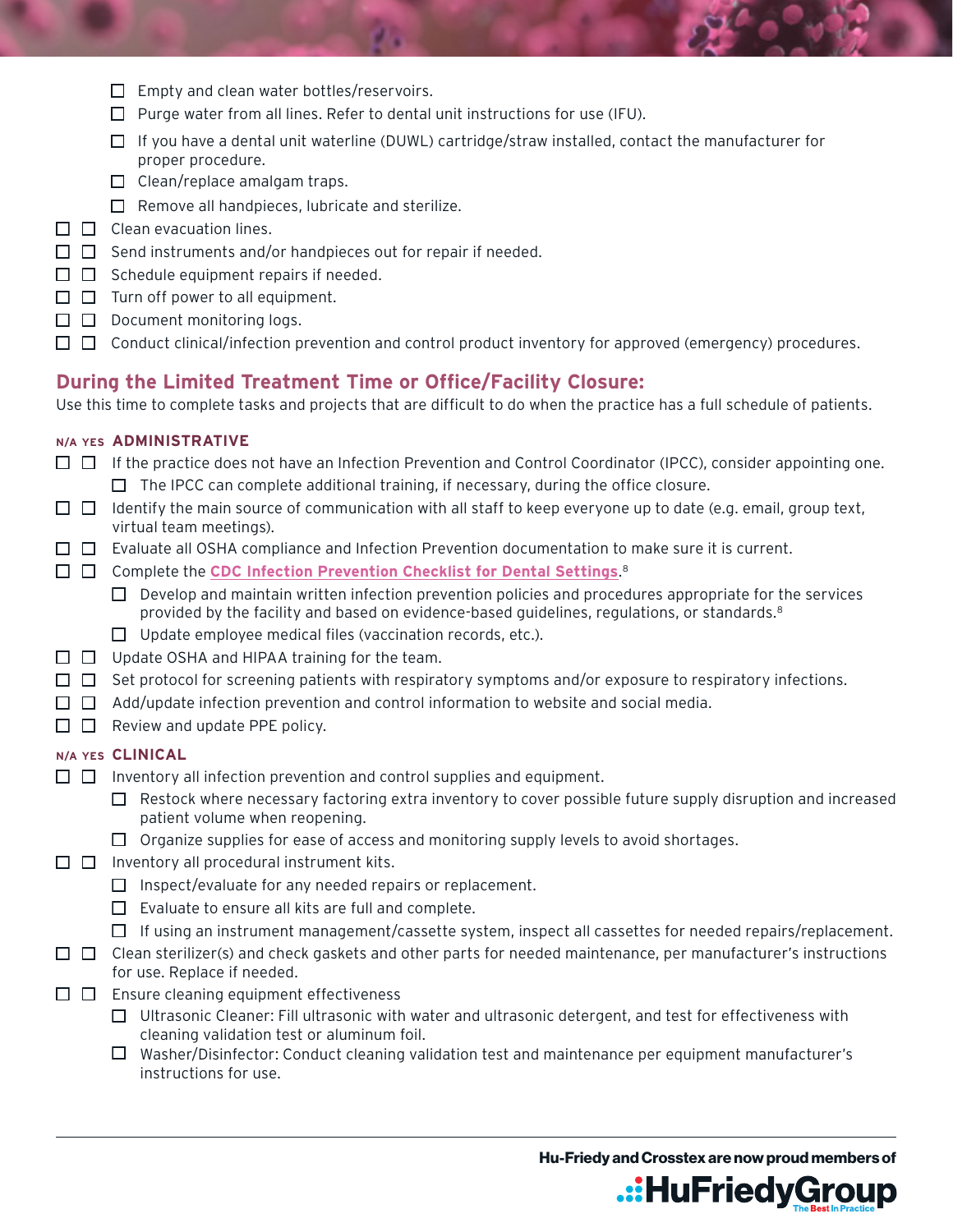- ☐ Empty and clean water bottles/reservoirs.
- ☐ Purge water from all lines. Refer to dental unit instructions for use (IFU).
- ☐ If you have a dental unit waterline (DUWL) cartridge/straw installed, contact the manufacturer for proper procedure.
- ☐ Clean/replace amalgam traps.
- ☐ Remove all handpieces, lubricate and sterilize.

☐ ☐ Clean evacuation lines.

☐ ☐ Send instruments and/or handpieces out for repair if needed.

☐ ☐ Schedule equipment repairs if needed.

☐ ☐ Turn off power to all equipment.

☐ ☐ Document monitoring logs.

☐ ☐ Conduct clinical/infection prevention and control product inventory for approved (emergency) procedures.

## During the Limited Treatment Time or Office/Facility Closure:

Use this time to complete tasks and projects that are difficult to do when the practice has a full schedule of patients.

### N/A YES ADMINISTRATIVE

☐ ☐ If the practice does not have an Infection Prevention and Control Coordinator (IPCC), consider appointing one.

- ☐ The IPCC can complete additional training, if necessary, during the office closure.

☐ ☐ Identify the main source of communication with all staff to keep everyone up to date (e.g. email, group text, virtual team meetings).

☐ ☐ Evaluate all OSHA compliance and Infection Prevention documentation to make sure it is current.

☐ ☐ Complete the **CDC Infection Prevention Checklist for Dental Settings**.[8]

- ☐ Develop and maintain written infection prevention policies and procedures appropriate for the services provided by the facility and based on evidence-based guidelines, regulations, or standards.[8]
- ☐ Update employee medical files (vaccination records, etc.).

☐ ☐ Update OSHA and HIPAA training for the team.

☐ ☐ Set protocol for screening patients with respiratory symptoms and/or exposure to respiratory infections.

☐ ☐ Add/update infection prevention and control information to website and social media.

☐ ☐ Review and update PPE policy.

### N/A YES CLINICAL

☐ ☐ Inventory all infection prevention and control supplies and equipment.

- ☐ Restock where necessary factoring extra inventory to cover possible future supply disruption and increased patient volume when reopening.
- ☐ Organize supplies for ease of access and monitoring supply levels to avoid shortages.

☐ ☐ Inventory all procedural instrument kits.

- ☐ Inspect/evaluate for any needed repairs or replacement.
- ☐ Evaluate to ensure all kits are full and complete.
- ☐ If using an instrument management/cassette system, inspect all cassettes for needed repairs/replacement.

☐ ☐ Clean sterilizer(s) and check gaskets and other parts for needed maintenance, per manufacturer's instructions for use. Replace if needed.

☐ ☐ Ensure cleaning equipment effectiveness

- ☐ Ultrasonic Cleaner: Fill ultrasonic with water and ultrasonic detergent, and test for effectiveness with cleaning validation test or aluminum foil.
- ☐ Washer/Disinfector: Conduct cleaning validation test and maintenance per equipment manufacturer's instructions for use.

**Hu-Friedy and Crosstex are now proud members of HuFriedyGroup** The Best In Practice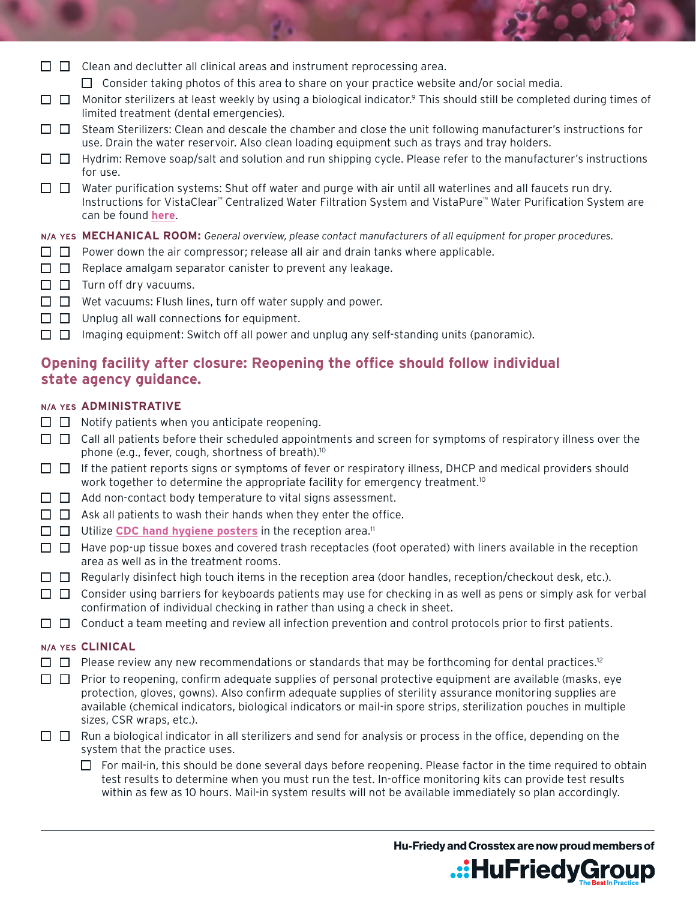- ☐ ☐ Clean and declutter all clinical areas and instrument reprocessing area.
  - ☐ Consider taking photos of this area to share on your practice website and/or social media.
- ☐ ☐ Monitor sterilizers at least weekly by using a biological indicator.[9] This should still be completed during times of limited treatment (dental emergencies).
- ☐ ☐ Steam Sterilizers: Clean and descale the chamber and close the unit following manufacturer's instructions for use. Drain the water reservoir. Also clean loading equipment such as trays and tray holders.
- ☐ ☐ Hydrim: Remove soap/salt and solution and run shipping cycle. Please refer to the manufacturer's instructions for use.
- ☐ ☐ Water purification systems: Shut off water and purge with air until all waterlines and all faucets run dry. Instructions for VistaClear™ Centralized Water Filtration System and VistaPure™ Water Purification System are can be found **here**.

**N/A YES MECHANICAL ROOM:** *General overview, please contact manufacturers of all equipment for proper procedures.*

- ☐ ☐ Power down the air compressor; release all air and drain tanks where applicable.
- ☐ ☐ Replace amalgam separator canister to prevent any leakage.
- ☐ ☐ Turn off dry vacuums.
- ☐ ☐ Wet vacuums: Flush lines, turn off water supply and power.
- ☐ ☐ Unplug all wall connections for equipment.
- ☐ ☐ Imaging equipment: Switch off all power and unplug any self-standing units (panoramic).

## Opening facility after closure: Reopening the office should follow individual state agency guidance.

**N/A YES ADMINISTRATIVE**

- ☐ ☐ Notify patients when you anticipate reopening.
- ☐ ☐ Call all patients before their scheduled appointments and screen for symptoms of respiratory illness over the phone (e.g., fever, cough, shortness of breath).[10]
- ☐ ☐ If the patient reports signs or symptoms of fever or respiratory illness, DHCP and medical providers should work together to determine the appropriate facility for emergency treatment.[10]
- ☐ ☐ Add non-contact body temperature to vital signs assessment.
- ☐ ☐ Ask all patients to wash their hands when they enter the office.
- ☐ ☐ Utilize **CDC hand hygiene posters** in the reception area.[11]
- ☐ ☐ Have pop-up tissue boxes and covered trash receptacles (foot operated) with liners available in the reception area as well as in the treatment rooms.
- ☐ ☐ Regularly disinfect high touch items in the reception area (door handles, reception/checkout desk, etc.).
- ☐ ☐ Consider using barriers for keyboards patients may use for checking in as well as pens or simply ask for verbal confirmation of individual checking in rather than using a check in sheet.
- ☐ ☐ Conduct a team meeting and review all infection prevention and control protocols prior to first patients.

**N/A YES CLINICAL**

- ☐ ☐ Please review any new recommendations or standards that may be forthcoming for dental practices.[12]
- ☐ ☐ Prior to reopening, confirm adequate supplies of personal protective equipment are available (masks, eye protection, gloves, gowns). Also confirm adequate supplies of sterility assurance monitoring supplies are available (chemical indicators, biological indicators or mail-in spore strips, sterilization pouches in multiple sizes, CSR wraps, etc.).
- ☐ ☐ Run a biological indicator in all sterilizers and send for analysis or process in the office, depending on the system that the practice uses.
  - ☐ For mail-in, this should be done several days before reopening. Please factor in the time required to obtain test results to determine when you must run the test. In-office monitoring kits can provide test results within as few as 10 hours. Mail-in system results will not be available immediately so plan accordingly.

Hu-Friedy and Crosstex are now proud members of HuFriedyGroup The Best In Practice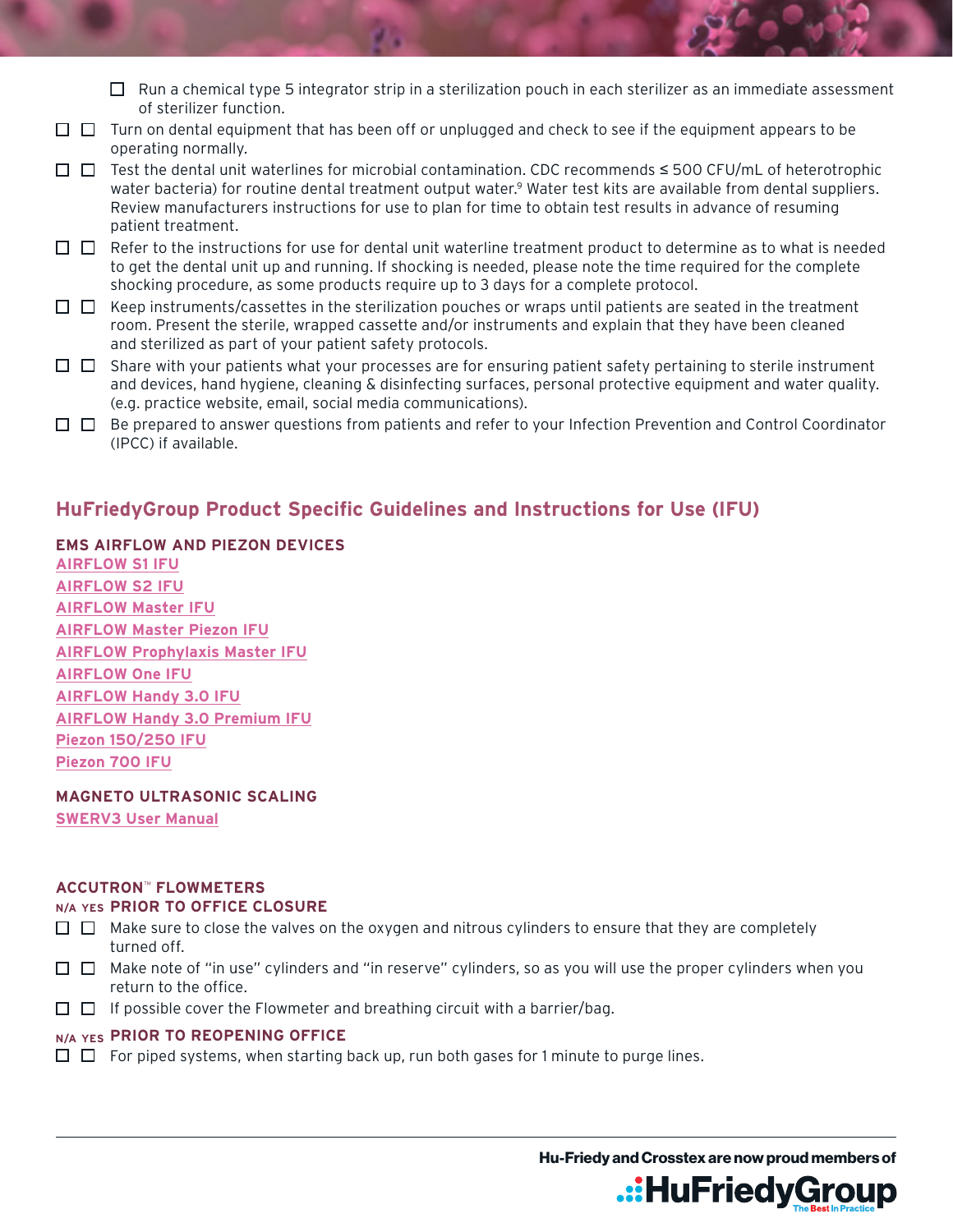- [ ] Run a chemical type 5 integrator strip in a sterilization pouch in each sterilizer as an immediate assessment of sterilizer function.

- [ ] [ ] Turn on dental equipment that has been off or unplugged and check to see if the equipment appears to be operating normally.
- [ ] [ ] Test the dental unit waterlines for microbial contamination. CDC recommends ≤ 500 CFU/mL of heterotrophic water bacteria) for routine dental treatment output water.[9] Water test kits are available from dental suppliers. Review manufacturers instructions for use to plan for time to obtain test results in advance of resuming patient treatment.
- [ ] [ ] Refer to the instructions for use for dental unit waterline treatment product to determine as to what is needed to get the dental unit up and running. If shocking is needed, please note the time required for the complete shocking procedure, as some products require up to 3 days for a complete protocol.
- [ ] [ ] Keep instruments/cassettes in the sterilization pouches or wraps until patients are seated in the treatment room. Present the sterile, wrapped cassette and/or instruments and explain that they have been cleaned and sterilized as part of your patient safety protocols.
- [ ] [ ] Share with your patients what your processes are for ensuring patient safety pertaining to sterile instrument and devices, hand hygiene, cleaning & disinfecting surfaces, personal protective equipment and water quality. (e.g. practice website, email, social media communications).
- [ ] [ ] Be prepared to answer questions from patients and refer to your Infection Prevention and Control Coordinator (IPCC) if available.

## HuFriedyGroup Product Specific Guidelines and Instructions for Use (IFU)

### EMS AIRFLOW AND PIEZON DEVICES

AIRFLOW S1 IFU
AIRFLOW S2 IFU
AIRFLOW Master IFU
AIRFLOW Master Piezon IFU
AIRFLOW Prophylaxis Master IFU
AIRFLOW One IFU
AIRFLOW Handy 3.0 IFU
AIRFLOW Handy 3.0 Premium IFU
Piezon 150/250 IFU
Piezon 700 IFU

### MAGNETO ULTRASONIC SCALING

SWERV3 User Manual

### ACCUTRON™ FLOWMETERS

**N/A YES PRIOR TO OFFICE CLOSURE**

- [ ] [ ] Make sure to close the valves on the oxygen and nitrous cylinders to ensure that they are completely turned off.
- [ ] [ ] Make note of "in use" cylinders and "in reserve" cylinders, so as you will use the proper cylinders when you return to the office.
- [ ] [ ] If possible cover the Flowmeter and breathing circuit with a barrier/bag.

**N/A YES PRIOR TO REOPENING OFFICE**

- [ ] [ ] For piped systems, when starting back up, run both gases for 1 minute to purge lines.

Hu-Friedy and Crosstex are now proud members of HuFriedyGroup — The Best In Practice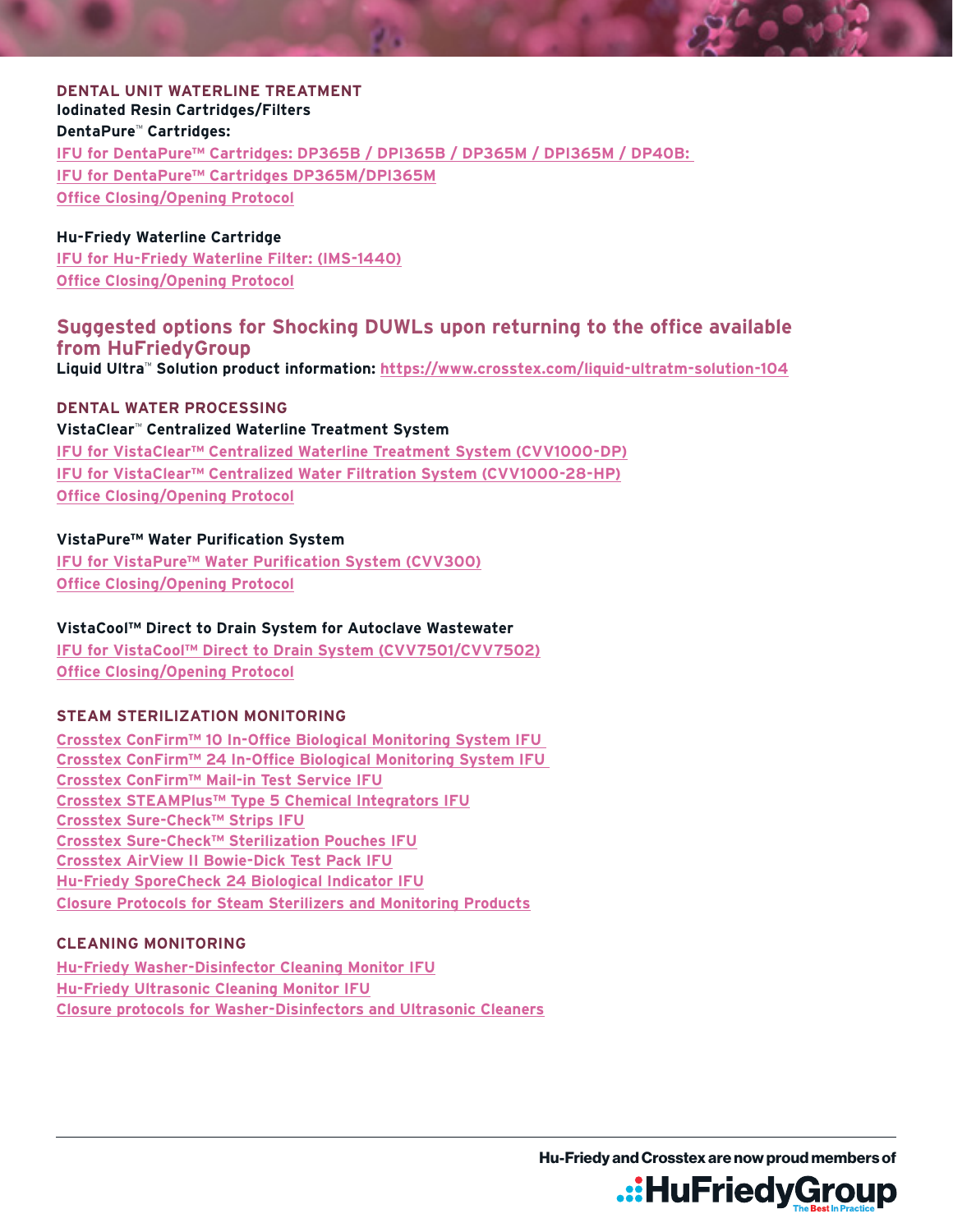## DENTAL UNIT WATERLINE TREATMENT

**Iodinated Resin Cartridges/Filters**

**DentaPure™ Cartridges:**

IFU for DentaPure™ Cartridges: DP365B / DPI365B / DP365M / DPI365M / DP40B:

IFU for DentaPure™ Cartridges DP365M/DPI365M

Office Closing/Opening Protocol

**Hu-Friedy Waterline Cartridge**

IFU for Hu-Friedy Waterline Filter: (IMS-1440)

Office Closing/Opening Protocol

## Suggested options for Shocking DUWLs upon returning to the office available from HuFriedyGroup

**Liquid Ultra™ Solution product information:** https://www.crosstex.com/liquid-ultratm-solution-104

## DENTAL WATER PROCESSING

**VistaClear™ Centralized Waterline Treatment System**

IFU for VistaClear™ Centralized Waterline Treatment System (CVV1000-DP)

IFU for VistaClear™ Centralized Water Filtration System (CVV1000-28-HP)

Office Closing/Opening Protocol

**VistaPure™ Water Purification System**

IFU for VistaPure™ Water Purification System (CVV300)

Office Closing/Opening Protocol

**VistaCool™ Direct to Drain System for Autoclave Wastewater**

IFU for VistaCool™ Direct to Drain System (CVV7501/CVV7502)

Office Closing/Opening Protocol

## STEAM STERILIZATION MONITORING

Crosstex ConFirm™ 10 In-Office Biological Monitoring System IFU

Crosstex ConFirm™ 24 In-Office Biological Monitoring System IFU

Crosstex ConFirm™ Mail-in Test Service IFU

Crosstex STEAMPlus™ Type 5 Chemical Integrators IFU

Crosstex Sure-Check™ Strips IFU

Crosstex Sure-Check™ Sterilization Pouches IFU

Crosstex AirView II Bowie-Dick Test Pack IFU

Hu-Friedy SporeCheck 24 Biological Indicator IFU

Closure Protocols for Steam Sterilizers and Monitoring Products

## CLEANING MONITORING

Hu-Friedy Washer-Disinfector Cleaning Monitor IFU

Hu-Friedy Ultrasonic Cleaning Monitor IFU

Closure protocols for Washer-Disinfectors and Ultrasonic Cleaners

**Hu-Friedy and Crosstex are now proud members of HuFriedyGroup** — The Best In Practice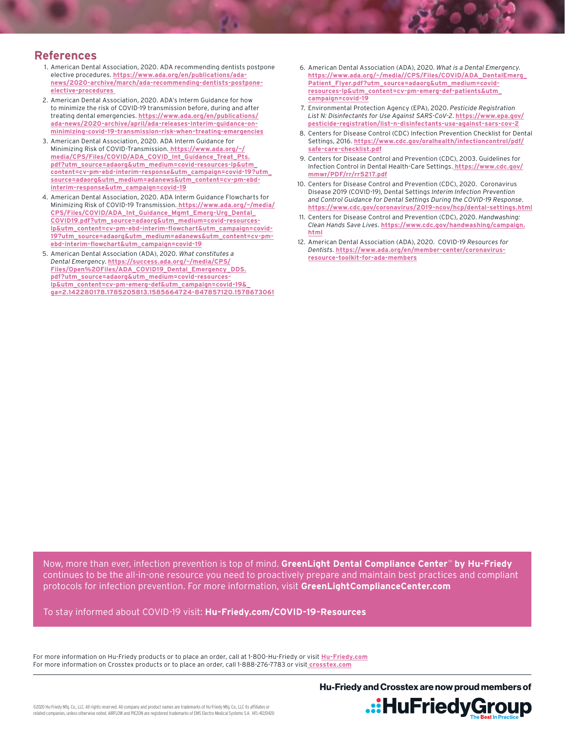## References

1. American Dental Association, 2020. ADA recommending dentists postpone elective procedures. https://www.ada.org/en/publications/ada-news/2020-archive/march/ada-recommending-dentists-postpone-elective-procedures
2. American Dental Association, 2020. ADA's Interm Guidance for how to minimize the risk of COVID-19 transmission before, during and after treating dental emergencies. https://www.ada.org/en/publications/ada-news/2020-archive/april/ada-releases-interim-guidance-on-minimizing-covid-19-transmission-risk-when-treating-emergencies
3. American Dental Association, 2020. ADA Interm Guidance for Minimizing Risk of COVID-Transmission. https://www.ada.org/~/media/CPS/Files/COVID/ADA_COVID_Int_Guidance_Treat_Pts.pdf?utm_source=adaorg&utm_medium=covid-resources-lp&utm_content=cv-pm-ebd-interim-response&utm_campaign=covid-19?utm_source=adaorg&utm_medium=adanews&utm_content=cv-pm-ebd-interim-response&utm_campaign=covid-19
4. American Dental Association, 2020. ADA Interm Guidance Flowcharts for Minimizing Risk of COVID-19 Transmission. https://www.ada.org/~/media/CPS/Files/COVID/ADA_Int_Guidance_Mgmt_Emerg-Urg_Dental_COVID19.pdf?utm_source=adaorg&utm_medium=covid-resources-lp&utm_content=cv-pm-ebd-interim-flowchart&utm_campaign=covid-19?utm_source=adaorg&utm_medium=adanews&utm_content=cv-pm-ebd-interim-flowchart&utm_campaign=covid-19
5. American Dental Association (ADA), 2020. *What constitutes a Dental Emergency.* https://success.ada.org/~/media/CPS/Files/Open%20Files/ADA_COVID19_Dental_Emergency_DDS.pdf?utm_source=adaorg&utm_medium=covid-resources-lp&utm_content=cv-pm-emerg-def&utm_campaign=covid-19&_ga=2.142280178.1785205813.1585664724-847857120.1578673061
6. American Dental Association (ADA), 2020. *What is a Dental Emergency.* https://www.ada.org/~/media//CPS/Files/COVID/ADA_DentalEmerg_Patient_Flyer.pdf?utm_source=adaorg&utm_medium=covid-resources-lp&utm_content=cv-pm-emerg-def-patients&utm_campaign=covid-19
7. Environmental Protection Agency (EPA), 2020. *Pesticide Registration List N: Disinfectants for Use Against SARS-CoV-2.* https://www.epa.gov/pesticide-registration/list-n-disinfectants-use-against-sars-cov-2
8. Centers for Disease Control (CDC) Infection Prevention Checklist for Dental Settings, 2016. https://www.cdc.gov/oralhealth/infectioncontrol/pdf/safe-care-checklist.pdf
9. Centers for Disease Control and Prevention (CDC), 2003. Guidelines for Infection Control in Dental Health-Care Settings. https://www.cdc.gov/mmwr/PDF/rr/rr5217.pdf
10. Centers for Disease Control and Prevention (CDC), 2020. Coronavirus Disease 2019 (COVID-19), Dental Settings *Interim Infection Prevention and Control Guidance for Dental Settings During the COVID-19 Response.* https://www.cdc.gov/coronavirus/2019-ncov/hcp/dental-settings.html
11. Centers for Disease Control and Prevention (CDC), 2020. *Handwashing: Clean Hands Save Lives.* https://www.cdc.gov/handwashing/campaign.html
12. American Dental Association (ADA), 2020. COVID-19 *Resources for Dentists.* https://www.ada.org/en/member-center/coronavirus-resource-toolkit-for-ada-members

Now, more than ever, infection prevention is top of mind. **GreenLight Dental Compliance Center™ by Hu-Friedy** continues to be the all-in-one resource you need to proactively prepare and maintain best practices and compliant protocols for infection prevention. For more information, visit **GreenLightComplianceCenter.com**

To stay informed about COVID-19 visit: **Hu-Friedy.com/COVID-19-Resources**

For more information on Hu-Friedy products or to place an order, call at 1-800-Hu-Friedy or visit Hu-Friedy.com
For more information on Crosstex products or to place an order, call 1-888-276-7783 or visit crosstex.com

**Hu-Friedy and Crosstex are now proud members of HuFriedyGroup** The Best In Practice

©2020 Hu-Friedy Mfg. Co., LLC. All rights reserved. All company and product names are trademarks of Hu-Friedy Mfg. Co., LLC its affiliates or related companies, unless otherwise noted. AIRFLOW and PIEZON are registered trademarks of EMS Electro Medical Systems S.A. HFL-412/0420